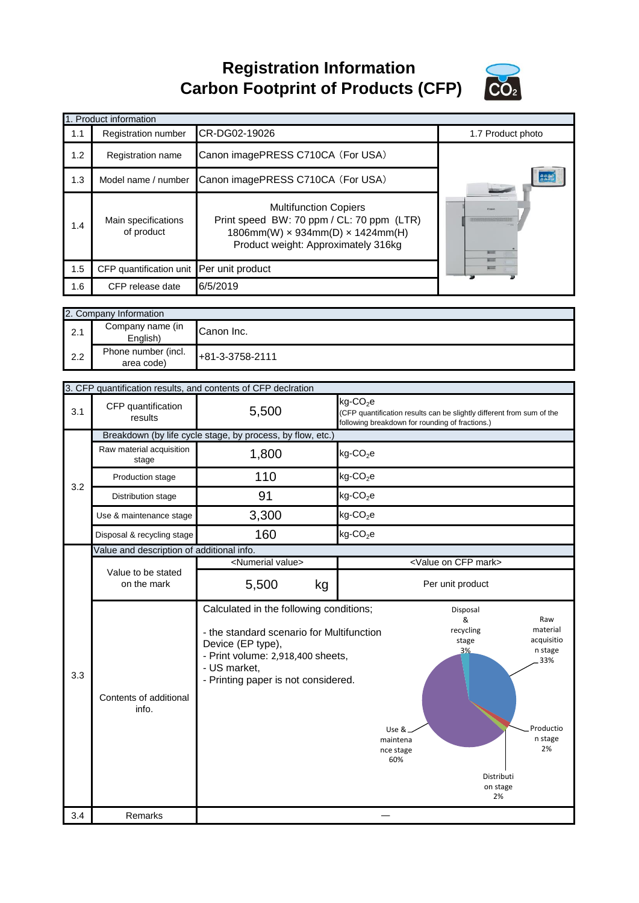# Registration Information
# Carbon Footprint of Products (CFP)

| 1. Product information | | | |
|---|---|---|---|
| 1.1 | Registration number | CR-DG02-19026 | 1.7 Product photo |
| 1.2 | Registration name | Canon imagePRESS C710CA（For USA） | |
| 1.3 | Model name / number | Canon imagePRESS C710CA（For USA） | |
| 1.4 | Main specifications of product | Multifunction Copiers<br>Print speed BW: 70 ppm / CL: 70 ppm (LTR)<br>1806mm(W) × 934mm(D) × 1424mm(H)<br>Product weight: Approximately 316kg | |
| 1.5 | CFP quantification unit | Per unit product | |
| 1.6 | CFP release date | 6/5/2019 | |

| 2. Company Information | | |
|---|---|---|
| 2.1 | Company name (in English) | Canon Inc. |
| 2.2 | Phone number (incl. area code) | +81-3-3758-2111 |

| 3. CFP quantification results, and contents of CFP declaration | | | |
|---|---|---|---|
| 3.1 | CFP quantification results | 5,500 | kg-$CO_2$e<br>(CFP quantification results can be slightly different from sum of the following breakdown for rounding of fractions.) |
| 3.2 | Breakdown (by life cycle stage, by process, by flow, etc.) | | |
| | Raw material acquisition stage | 1,800 | kg-$CO_2$e |
| | Production stage | 110 | kg-$CO_2$e |
| | Distribution stage | 91 | kg-$CO_2$e |
| | Use & maintenance stage | 3,300 | kg-$CO_2$e |
| | Disposal & recycling stage | 160 | kg-$CO_2$e |
| 3.3 | Value and description of additional info. | | |
| | Value to be stated on the mark | <Numerial value><br>5,500 kg | <Value on CFP mark><br>Per unit product |
| | Contents of additional info. | Calculated in the following conditions;<br>- the standard scenario for Multifunction Device (EP type),<br>- Print volume: 2,918,400 sheets,<br>- US market,<br>- Printing paper is not considered. | Raw material acquisition stage 33%<br>Production stage 2%<br>Distribution stage 2%<br>Use & maintenance stage 60%<br>Disposal & recycling stage 3% |
| 3.4 | Remarks | — | |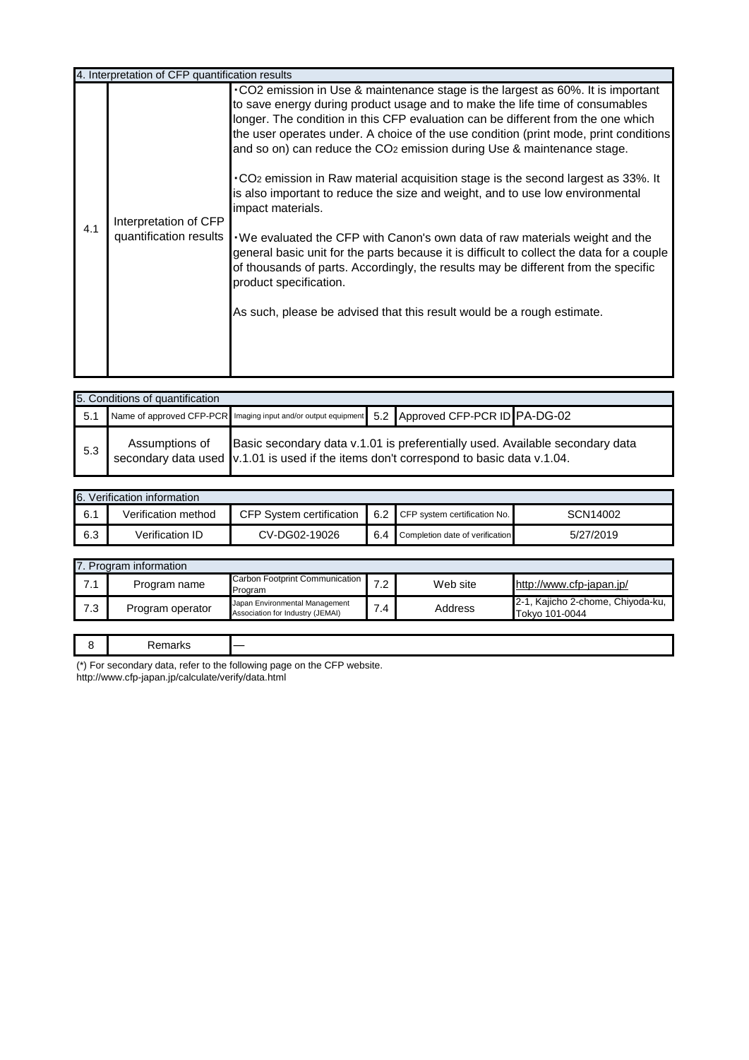## 4. Interpretation of CFP quantification results

| | | |
|---|---|---|
| 4.1 | Interpretation of CFP quantification results | ・$CO_2$ emission in Use & maintenance stage is the largest as 60%. It is important to save energy during product usage and to make the life time of consumables longer. The condition in this CFP evaluation can be different from the one which the user operates under. A choice of the use condition (print mode, print conditions and so on) can reduce the $CO_2$ emission during Use & maintenance stage.<br><br>・$CO_2$ emission in Raw material acquisition stage is the second largest as 33%. It is also important to reduce the size and weight, and to use low environmental impact materials.<br><br>・We evaluated the CFP with Canon's own data of raw materials weight and the general basic unit for the parts because it is difficult to collect the data for a couple of thousands of parts. Accordingly, the results may be different from the specific product specification.<br><br>As such, please be advised that this result would be a rough estimate. |

## 5. Conditions of quantification

| | | | | | |
|---|---|---|---|---|---|
| 5.1 | Name of approved CFP-PCR | Imaging input and/or output equipment | 5.2 | Approved CFP-PCR ID | PA-DG-02 |
| 5.3 | Assumptions of secondary data used | Basic secondary data v.1.01 is preferentially used. Available secondary data v.1.01 is used if the items don't correspond to basic data v.1.04. | | | |

## 6. Verification information

| | | | | | |
|---|---|---|---|---|---|
| 6.1 | Verification method | CFP System certification | 6.2 | CFP system certification No. | SCN14002 |
| 6.3 | Verification ID | CV-DG02-19026 | 6.4 | Completion date of verification | 5/27/2019 |

## 7. Program information

| | | | | | |
|---|---|---|---|---|---|
| 7.1 | Program name | Carbon Footprint Communication Program | 7.2 | Web site | http://www.cfp-japan.jp/ |
| 7.3 | Program operator | Japan Environmental Management Association for Industry (JEMAI) | 7.4 | Address | 2-1, Kajicho 2-chome, Chiyoda-ku, Tokyo 101-0044 |

| | | |
|---|---|---|
| 8 | Remarks | — |

(*) For secondary data, refer to the following page on the CFP website.
http://www.cfp-japan.jp/calculate/verify/data.html